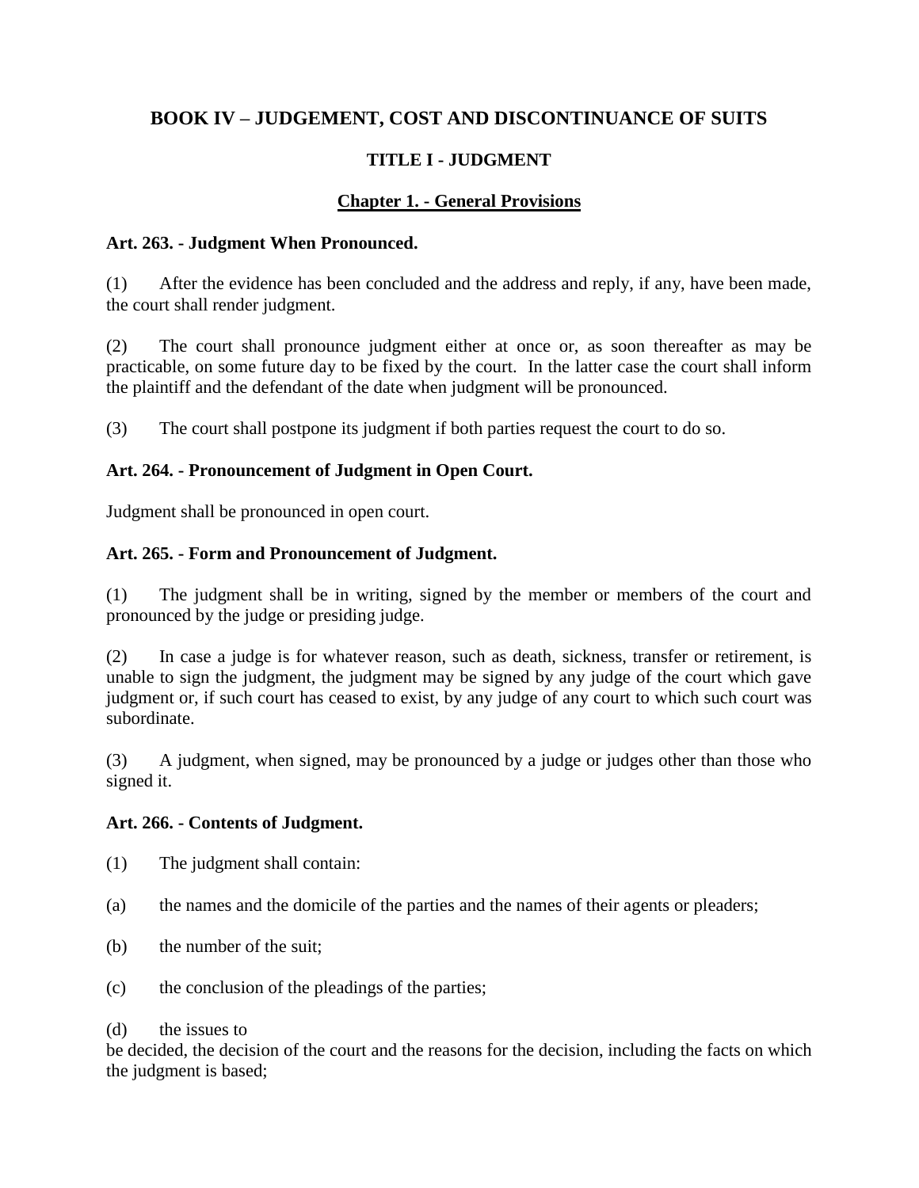# BOOK IV – JUDGEMENT, COST AND DISCONTINUANCE OF SUITS

## TITLE I - JUDGMENT

### Chapter 1. - General Provisions

**Art. 263. - Judgment When Pronounced.**

(1) After the evidence has been concluded and the address and reply, if any, have been made, the court shall render judgment.

(2) The court shall pronounce judgment either at once or, as soon thereafter as may be practicable, on some future day to be fixed by the court. In the latter case the court shall inform the plaintiff and the defendant of the date when judgment will be pronounced.

(3) The court shall postpone its judgment if both parties request the court to do so.

**Art. 264. - Pronouncement of Judgment in Open Court.**

Judgment shall be pronounced in open court.

**Art. 265. - Form and Pronouncement of Judgment.**

(1) The judgment shall be in writing, signed by the member or members of the court and pronounced by the judge or presiding judge.

(2) In case a judge is for whatever reason, such as death, sickness, transfer or retirement, is unable to sign the judgment, the judgment may be signed by any judge of the court which gave judgment or, if such court has ceased to exist, by any judge of any court to which such court was subordinate.

(3) A judgment, when signed, may be pronounced by a judge or judges other than those who signed it.

**Art. 266. - Contents of Judgment.**

(1) The judgment shall contain:

(a) the names and the domicile of the parties and the names of their agents or pleaders;

(b) the number of the suit;

(c) the conclusion of the pleadings of the parties;

(d) the issues to be decided, the decision of the court and the reasons for the decision, including the facts on which the judgment is based;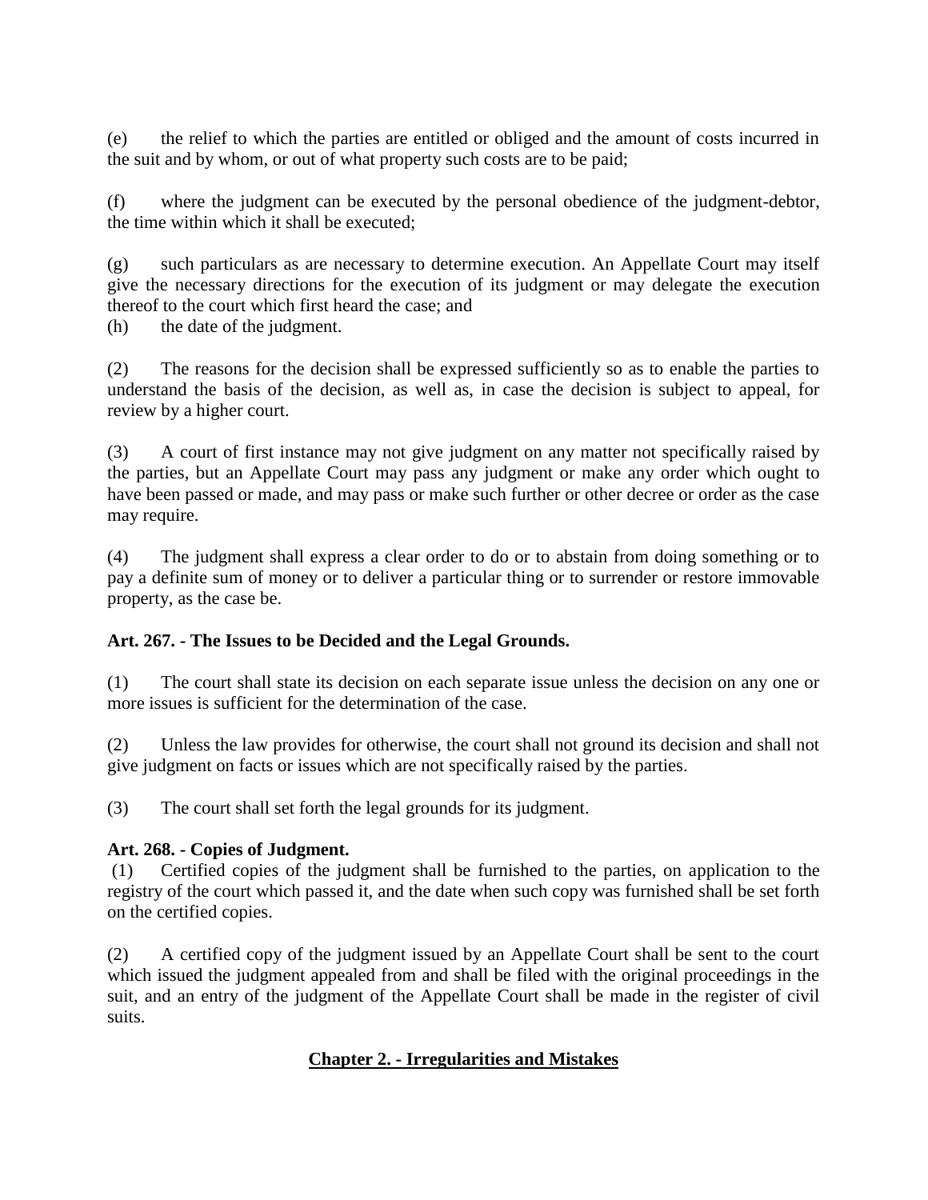(e) the relief to which the parties are entitled or obliged and the amount of costs incurred in the suit and by whom, or out of what property such costs are to be paid;

(f) where the judgment can be executed by the personal obedience of the judgment-debtor, the time within which it shall be executed;

(g) such particulars as are necessary to determine execution. An Appellate Court may itself give the necessary directions for the execution of its judgment or may delegate the execution thereof to the court which first heard the case; and

(h) the date of the judgment.

(2) The reasons for the decision shall be expressed sufficiently so as to enable the parties to understand the basis of the decision, as well as, in case the decision is subject to appeal, for review by a higher court.

(3) A court of first instance may not give judgment on any matter not specifically raised by the parties, but an Appellate Court may pass any judgment or make any order which ought to have been passed or made, and may pass or make such further or other decree or order as the case may require.

(4) The judgment shall express a clear order to do or to abstain from doing something or to pay a definite sum of money or to deliver a particular thing or to surrender or restore immovable property, as the case be.

**Art. 267. - The Issues to be Decided and the Legal Grounds.**

(1) The court shall state its decision on each separate issue unless the decision on any one or more issues is sufficient for the determination of the case.

(2) Unless the law provides for otherwise, the court shall not ground its decision and shall not give judgment on facts or issues which are not specifically raised by the parties.

(3) The court shall set forth the legal grounds for its judgment.

**Art. 268. - Copies of Judgment.**

(1) Certified copies of the judgment shall be furnished to the parties, on application to the registry of the court which passed it, and the date when such copy was furnished shall be set forth on the certified copies.

(2) A certified copy of the judgment issued by an Appellate Court shall be sent to the court which issued the judgment appealed from and shall be filed with the original proceedings in the suit, and an entry of the judgment of the Appellate Court shall be made in the register of civil suits.

## Chapter 2. - Irregularities and Mistakes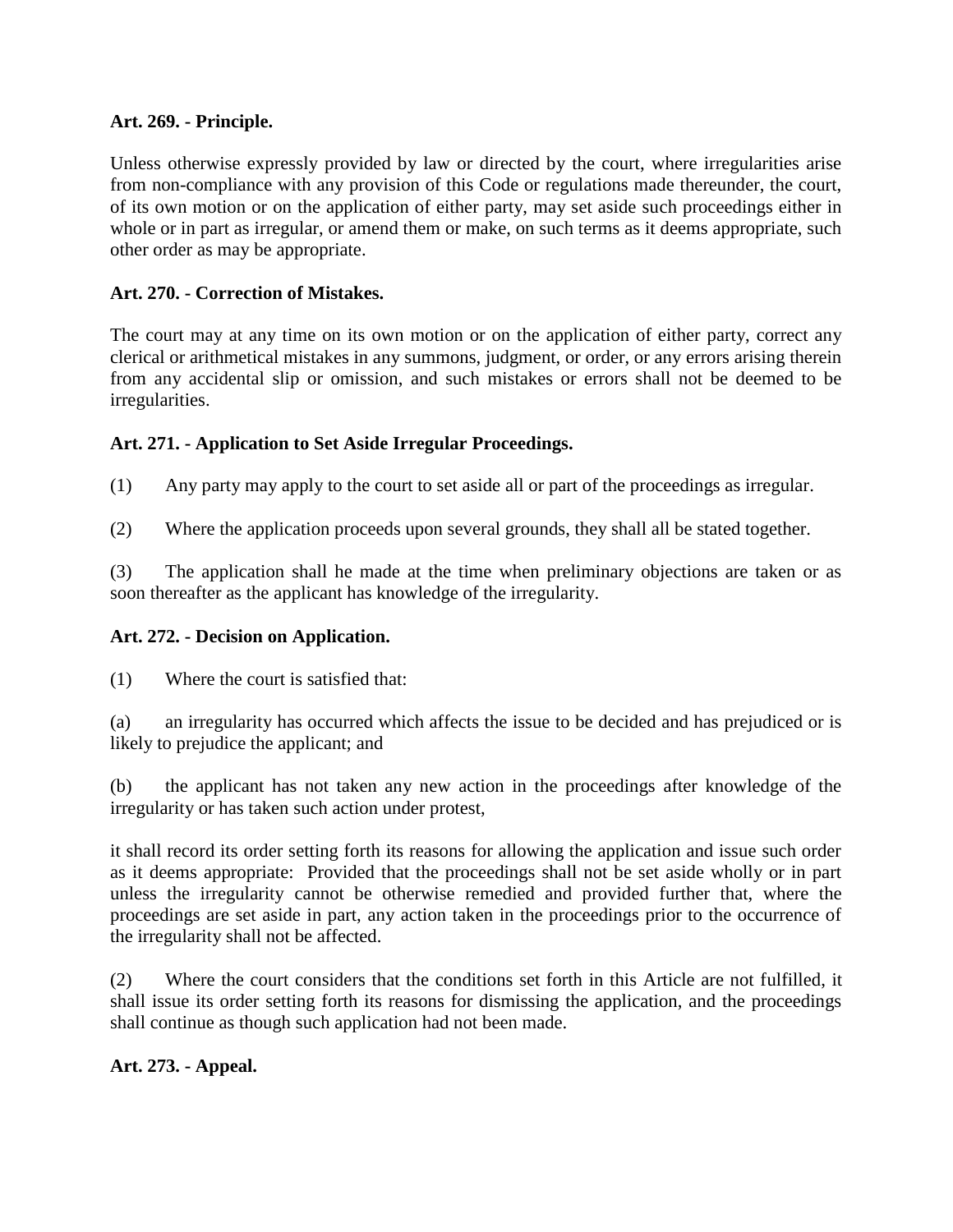**Art. 269. - Principle.**

Unless otherwise expressly provided by law or directed by the court, where irregularities arise from non-compliance with any provision of this Code or regulations made thereunder, the court, of its own motion or on the application of either party, may set aside such proceedings either in whole or in part as irregular, or amend them or make, on such terms as it deems appropriate, such other order as may be appropriate.

**Art. 270. - Correction of Mistakes.**

The court may at any time on its own motion or on the application of either party, correct any clerical or arithmetical mistakes in any summons, judgment, or order, or any errors arising therein from any accidental slip or omission, and such mistakes or errors shall not be deemed to be irregularities.

**Art. 271. - Application to Set Aside Irregular Proceedings.**

(1) Any party may apply to the court to set aside all or part of the proceedings as irregular.

(2) Where the application proceeds upon several grounds, they shall all be stated together.

(3) The application shall he made at the time when preliminary objections are taken or as soon thereafter as the applicant has knowledge of the irregularity.

**Art. 272. - Decision on Application.**

(1) Where the court is satisfied that:

(a) an irregularity has occurred which affects the issue to be decided and has prejudiced or is likely to prejudice the applicant; and

(b) the applicant has not taken any new action in the proceedings after knowledge of the irregularity or has taken such action under protest,

it shall record its order setting forth its reasons for allowing the application and issue such order as it deems appropriate: Provided that the proceedings shall not be set aside wholly or in part unless the irregularity cannot be otherwise remedied and provided further that, where the proceedings are set aside in part, any action taken in the proceedings prior to the occurrence of the irregularity shall not be affected.

(2) Where the court considers that the conditions set forth in this Article are not fulfilled, it shall issue its order setting forth its reasons for dismissing the application, and the proceedings shall continue as though such application had not been made.

**Art. 273. - Appeal.**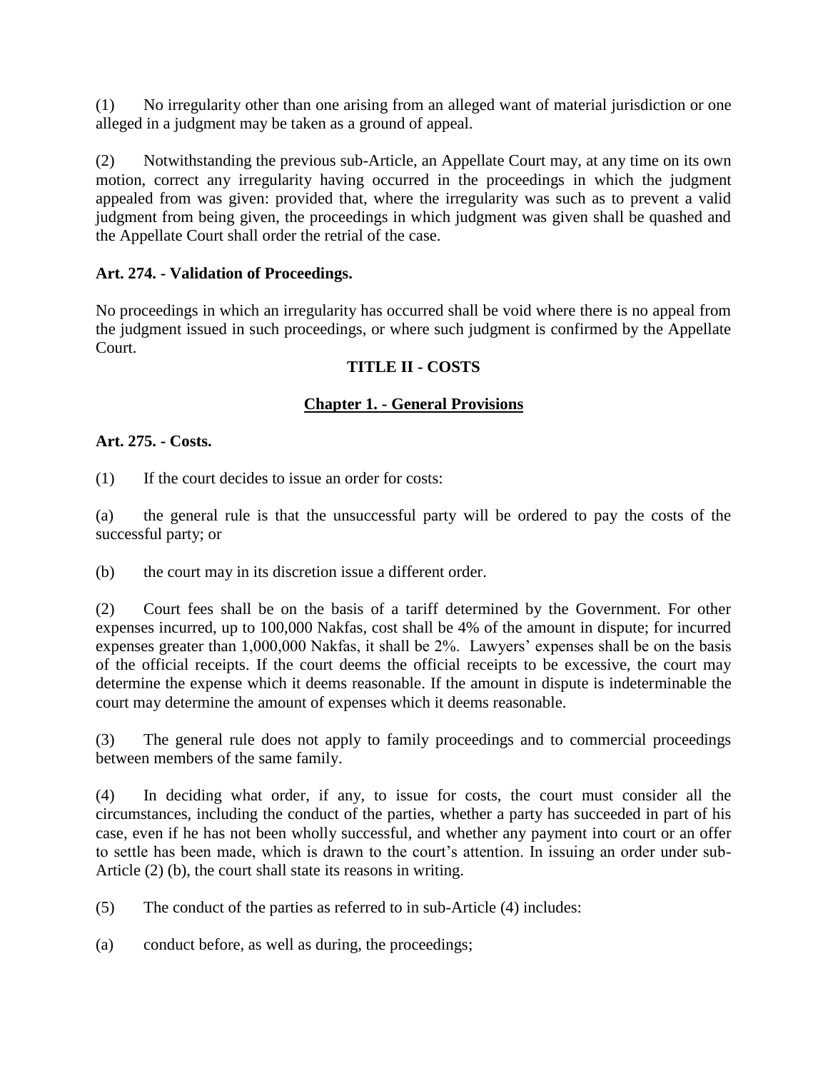(1) No irregularity other than one arising from an alleged want of material jurisdiction or one alleged in a judgment may be taken as a ground of appeal.

(2) Notwithstanding the previous sub-Article, an Appellate Court may, at any time on its own motion, correct any irregularity having occurred in the proceedings in which the judgment appealed from was given: provided that, where the irregularity was such as to prevent a valid judgment from being given, the proceedings in which judgment was given shall be quashed and the Appellate Court shall order the retrial of the case.

**Art. 274. - Validation of Proceedings.**

No proceedings in which an irregularity has occurred shall be void where there is no appeal from the judgment issued in such proceedings, or where such judgment is confirmed by the Appellate Court.

## TITLE II - COSTS

### Chapter 1. - General Provisions

**Art. 275. - Costs.**

(1) If the court decides to issue an order for costs:

(a) the general rule is that the unsuccessful party will be ordered to pay the costs of the successful party; or

(b) the court may in its discretion issue a different order.

(2) Court fees shall be on the basis of a tariff determined by the Government. For other expenses incurred, up to 100,000 Nakfas, cost shall be 4% of the amount in dispute; for incurred expenses greater than 1,000,000 Nakfas, it shall be 2%. Lawyers' expenses shall be on the basis of the official receipts. If the court deems the official receipts to be excessive, the court may determine the expense which it deems reasonable. If the amount in dispute is indeterminable the court may determine the amount of expenses which it deems reasonable.

(3) The general rule does not apply to family proceedings and to commercial proceedings between members of the same family.

(4) In deciding what order, if any, to issue for costs, the court must consider all the circumstances, including the conduct of the parties, whether a party has succeeded in part of his case, even if he has not been wholly successful, and whether any payment into court or an offer to settle has been made, which is drawn to the court's attention. In issuing an order under sub-Article (2) (b), the court shall state its reasons in writing.

(5) The conduct of the parties as referred to in sub-Article (4) includes:

(a) conduct before, as well as during, the proceedings;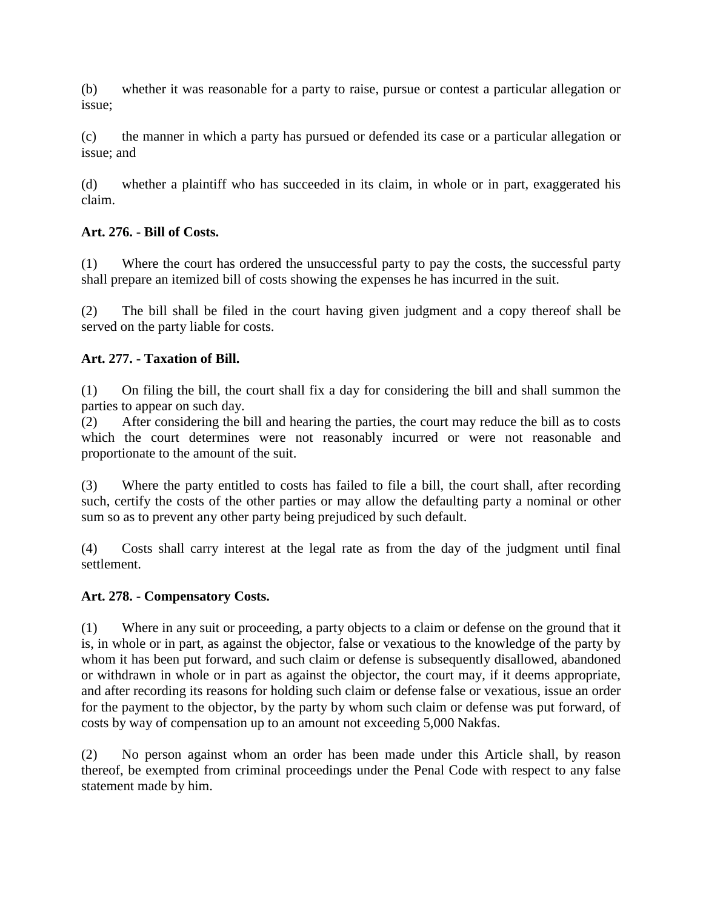(b) whether it was reasonable for a party to raise, pursue or contest a particular allegation or issue;

(c) the manner in which a party has pursued or defended its case or a particular allegation or issue; and

(d) whether a plaintiff who has succeeded in its claim, in whole or in part, exaggerated his claim.

**Art. 276. - Bill of Costs.**

(1) Where the court has ordered the unsuccessful party to pay the costs, the successful party shall prepare an itemized bill of costs showing the expenses he has incurred in the suit.

(2) The bill shall be filed in the court having given judgment and a copy thereof shall be served on the party liable for costs.

**Art. 277. - Taxation of Bill.**

(1) On filing the bill, the court shall fix a day for considering the bill and shall summon the parties to appear on such day.

(2) After considering the bill and hearing the parties, the court may reduce the bill as to costs which the court determines were not reasonably incurred or were not reasonable and proportionate to the amount of the suit.

(3) Where the party entitled to costs has failed to file a bill, the court shall, after recording such, certify the costs of the other parties or may allow the defaulting party a nominal or other sum so as to prevent any other party being prejudiced by such default.

(4) Costs shall carry interest at the legal rate as from the day of the judgment until final settlement.

**Art. 278. - Compensatory Costs.**

(1) Where in any suit or proceeding, a party objects to a claim or defense on the ground that it is, in whole or in part, as against the objector, false or vexatious to the knowledge of the party by whom it has been put forward, and such claim or defense is subsequently disallowed, abandoned or withdrawn in whole or in part as against the objector, the court may, if it deems appropriate, and after recording its reasons for holding such claim or defense false or vexatious, issue an order for the payment to the objector, by the party by whom such claim or defense was put forward, of costs by way of compensation up to an amount not exceeding 5,000 Nakfas.

(2) No person against whom an order has been made under this Article shall, by reason thereof, be exempted from criminal proceedings under the Penal Code with respect to any false statement made by him.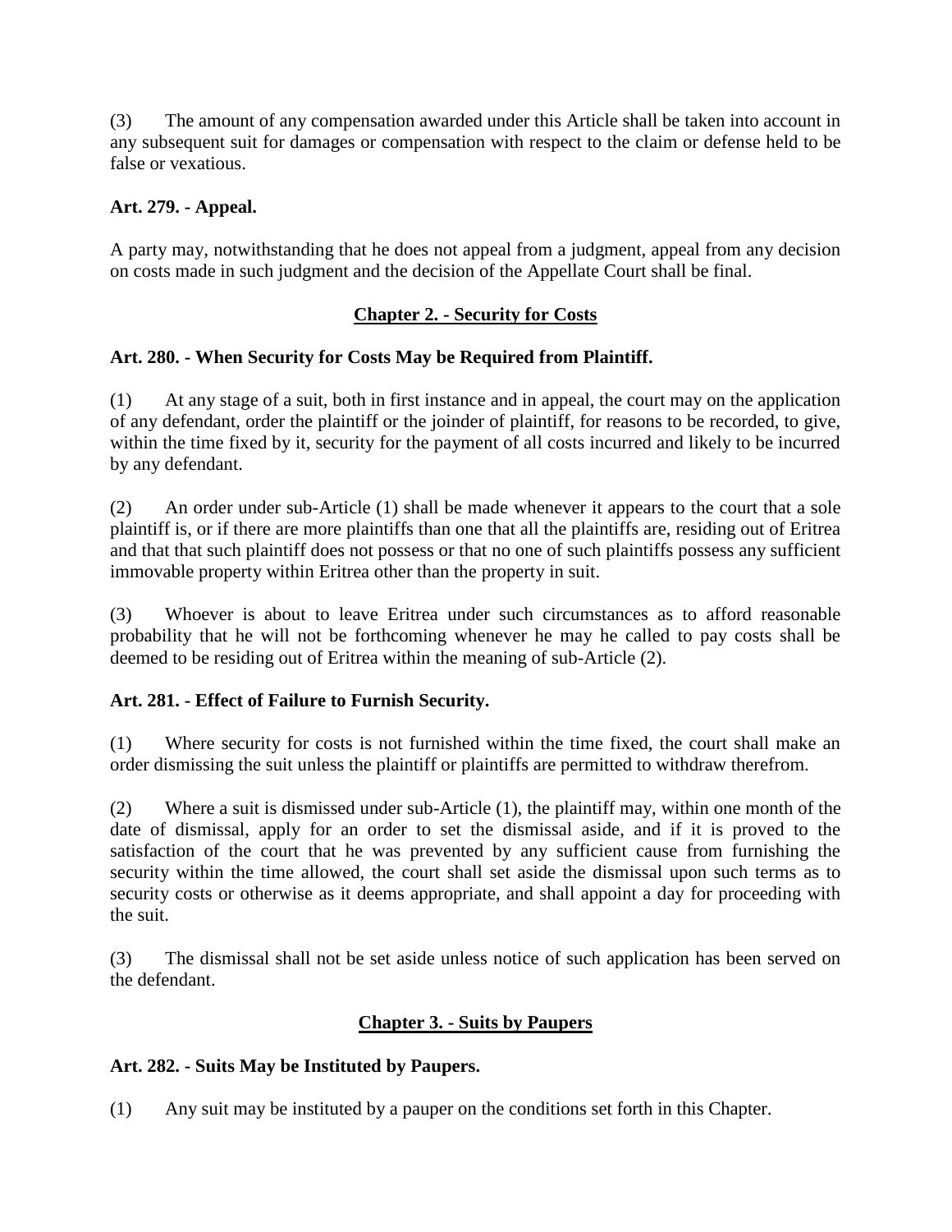(3) The amount of any compensation awarded under this Article shall be taken into account in any subsequent suit for damages or compensation with respect to the claim or defense held to be false or vexatious.

**Art. 279. - Appeal.**

A party may, notwithstanding that he does not appeal from a judgment, appeal from any decision on costs made in such judgment and the decision of the Appellate Court shall be final.

## Chapter 2. - Security for Costs

**Art. 280. - When Security for Costs May be Required from Plaintiff.**

(1) At any stage of a suit, both in first instance and in appeal, the court may on the application of any defendant, order the plaintiff or the joinder of plaintiff, for reasons to be recorded, to give, within the time fixed by it, security for the payment of all costs incurred and likely to be incurred by any defendant.

(2) An order under sub-Article (1) shall be made whenever it appears to the court that a sole plaintiff is, or if there are more plaintiffs than one that all the plaintiffs are, residing out of Eritrea and that that such plaintiff does not possess or that no one of such plaintiffs possess any sufficient immovable property within Eritrea other than the property in suit.

(3) Whoever is about to leave Eritrea under such circumstances as to afford reasonable probability that he will not be forthcoming whenever he may he called to pay costs shall be deemed to be residing out of Eritrea within the meaning of sub-Article (2).

**Art. 281. - Effect of Failure to Furnish Security.**

(1) Where security for costs is not furnished within the time fixed, the court shall make an order dismissing the suit unless the plaintiff or plaintiffs are permitted to withdraw therefrom.

(2) Where a suit is dismissed under sub-Article (1), the plaintiff may, within one month of the date of dismissal, apply for an order to set the dismissal aside, and if it is proved to the satisfaction of the court that he was prevented by any sufficient cause from furnishing the security within the time allowed, the court shall set aside the dismissal upon such terms as to security costs or otherwise as it deems appropriate, and shall appoint a day for proceeding with the suit.

(3) The dismissal shall not be set aside unless notice of such application has been served on the defendant.

## Chapter 3. - Suits by Paupers

**Art. 282. - Suits May be Instituted by Paupers.**

(1) Any suit may be instituted by a pauper on the conditions set forth in this Chapter.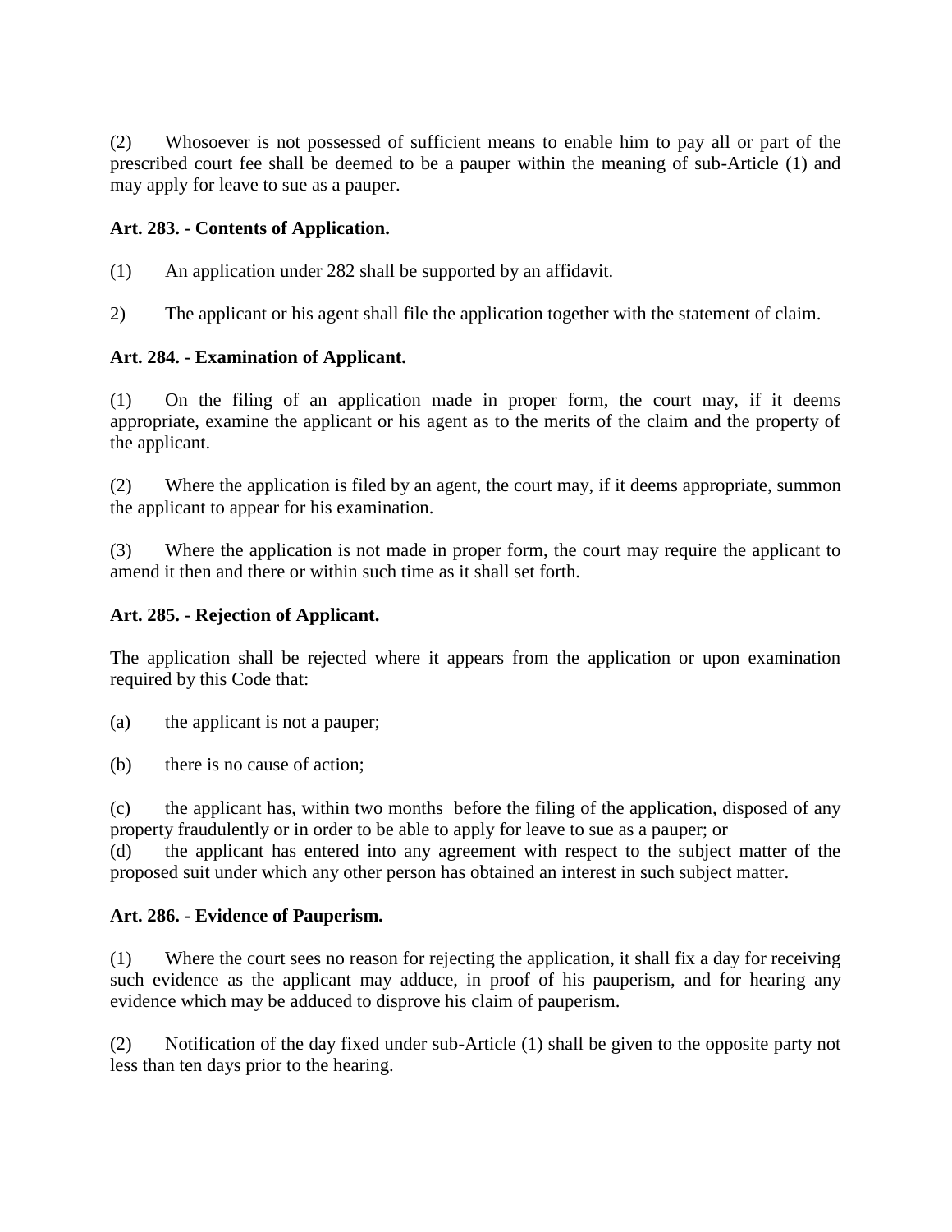(2) Whosoever is not possessed of sufficient means to enable him to pay all or part of the prescribed court fee shall be deemed to be a pauper within the meaning of sub-Article (1) and may apply for leave to sue as a pauper.

**Art. 283. - Contents of Application.**

(1) An application under 282 shall be supported by an affidavit.

2) The applicant or his agent shall file the application together with the statement of claim.

**Art. 284. - Examination of Applicant.**

(1) On the filing of an application made in proper form, the court may, if it deems appropriate, examine the applicant or his agent as to the merits of the claim and the property of the applicant.

(2) Where the application is filed by an agent, the court may, if it deems appropriate, summon the applicant to appear for his examination.

(3) Where the application is not made in proper form, the court may require the applicant to amend it then and there or within such time as it shall set forth.

**Art. 285. - Rejection of Applicant.**

The application shall be rejected where it appears from the application or upon examination required by this Code that:

(a) the applicant is not a pauper;

(b) there is no cause of action;

(c) the applicant has, within two months before the filing of the application, disposed of any property fraudulently or in order to be able to apply for leave to sue as a pauper; or

(d) the applicant has entered into any agreement with respect to the subject matter of the proposed suit under which any other person has obtained an interest in such subject matter.

**Art. 286. - Evidence of Pauperism.**

(1) Where the court sees no reason for rejecting the application, it shall fix a day for receiving such evidence as the applicant may adduce, in proof of his pauperism, and for hearing any evidence which may be adduced to disprove his claim of pauperism.

(2) Notification of the day fixed under sub-Article (1) shall be given to the opposite party not less than ten days prior to the hearing.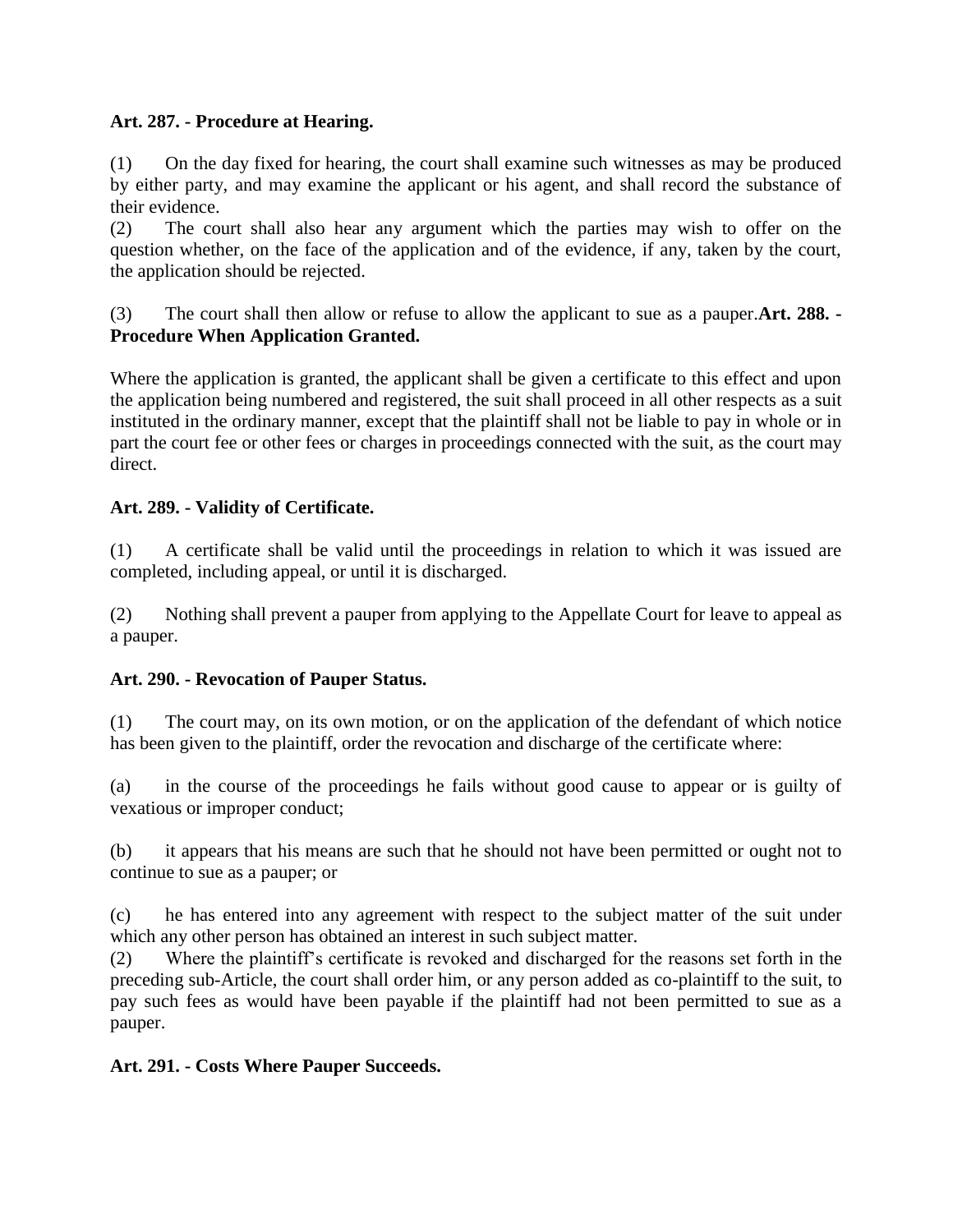**Art. 287. - Procedure at Hearing.**

(1) On the day fixed for hearing, the court shall examine such witnesses as may be produced by either party, and may examine the applicant or his agent, and shall record the substance of their evidence.

(2) The court shall also hear any argument which the parties may wish to offer on the question whether, on the face of the application and of the evidence, if any, taken by the court, the application should be rejected.

(3) The court shall then allow or refuse to allow the applicant to sue as a pauper.

**Art. 288. - Procedure When Application Granted.**

Where the application is granted, the applicant shall be given a certificate to this effect and upon the application being numbered and registered, the suit shall proceed in all other respects as a suit instituted in the ordinary manner, except that the plaintiff shall not be liable to pay in whole or in part the court fee or other fees or charges in proceedings connected with the suit, as the court may direct.

**Art. 289. - Validity of Certificate.**

(1) A certificate shall be valid until the proceedings in relation to which it was issued are completed, including appeal, or until it is discharged.

(2) Nothing shall prevent a pauper from applying to the Appellate Court for leave to appeal as a pauper.

**Art. 290. - Revocation of Pauper Status.**

(1) The court may, on its own motion, or on the application of the defendant of which notice has been given to the plaintiff, order the revocation and discharge of the certificate where:

(a) in the course of the proceedings he fails without good cause to appear or is guilty of vexatious or improper conduct;

(b) it appears that his means are such that he should not have been permitted or ought not to continue to sue as a pauper; or

(c) he has entered into any agreement with respect to the subject matter of the suit under which any other person has obtained an interest in such subject matter.

(2) Where the plaintiff's certificate is revoked and discharged for the reasons set forth in the preceding sub-Article, the court shall order him, or any person added as co-plaintiff to the suit, to pay such fees as would have been payable if the plaintiff had not been permitted to sue as a pauper.

**Art. 291. - Costs Where Pauper Succeeds.**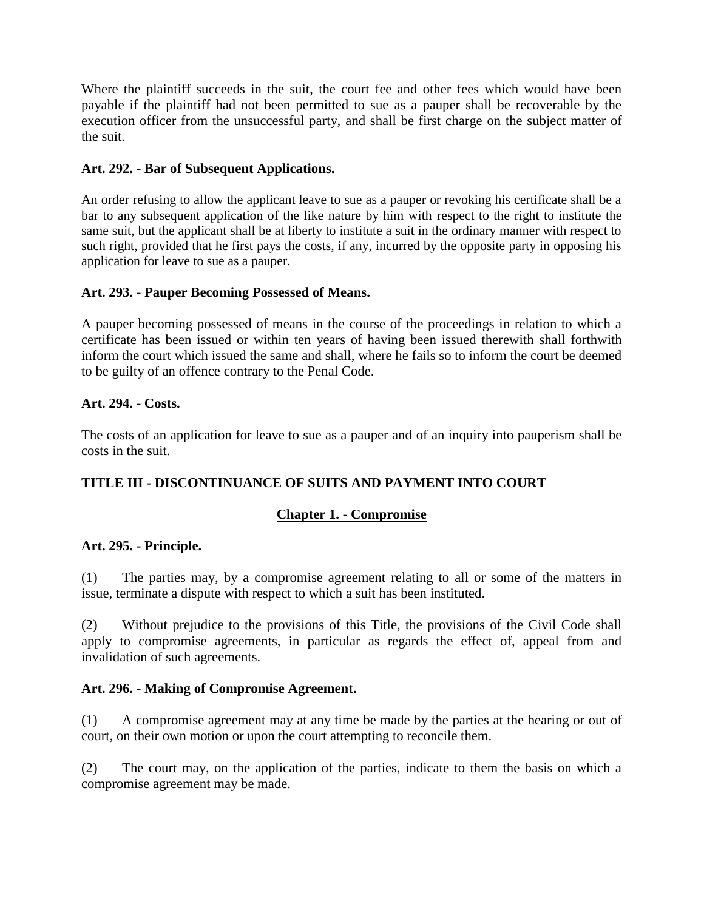Where the plaintiff succeeds in the suit, the court fee and other fees which would have been payable if the plaintiff had not been permitted to sue as a pauper shall be recoverable by the execution officer from the unsuccessful party, and shall be first charge on the subject matter of the suit.

**Art. 292. - Bar of Subsequent Applications.**

An order refusing to allow the applicant leave to sue as a pauper or revoking his certificate shall be a bar to any subsequent application of the like nature by him with respect to the right to institute the same suit, but the applicant shall be at liberty to institute a suit in the ordinary manner with respect to such right, provided that he first pays the costs, if any, incurred by the opposite party in opposing his application for leave to sue as a pauper.

**Art. 293. - Pauper Becoming Possessed of Means.**

A pauper becoming possessed of means in the course of the proceedings in relation to which a certificate has been issued or within ten years of having been issued therewith shall forthwith inform the court which issued the same and shall, where he fails so to inform the court be deemed to be guilty of an offence contrary to the Penal Code.

**Art. 294. - Costs.**

The costs of an application for leave to sue as a pauper and of an inquiry into pauperism shall be costs in the suit.

## TITLE III - DISCONTINUANCE OF SUITS AND PAYMENT INTO COURT

### Chapter 1. - Compromise

**Art. 295. - Principle.**

(1) The parties may, by a compromise agreement relating to all or some of the matters in issue, terminate a dispute with respect to which a suit has been instituted.

(2) Without prejudice to the provisions of this Title, the provisions of the Civil Code shall apply to compromise agreements, in particular as regards the effect of, appeal from and invalidation of such agreements.

**Art. 296. - Making of Compromise Agreement.**

(1) A compromise agreement may at any time be made by the parties at the hearing or out of court, on their own motion or upon the court attempting to reconcile them.

(2) The court may, on the application of the parties, indicate to them the basis on which a compromise agreement may be made.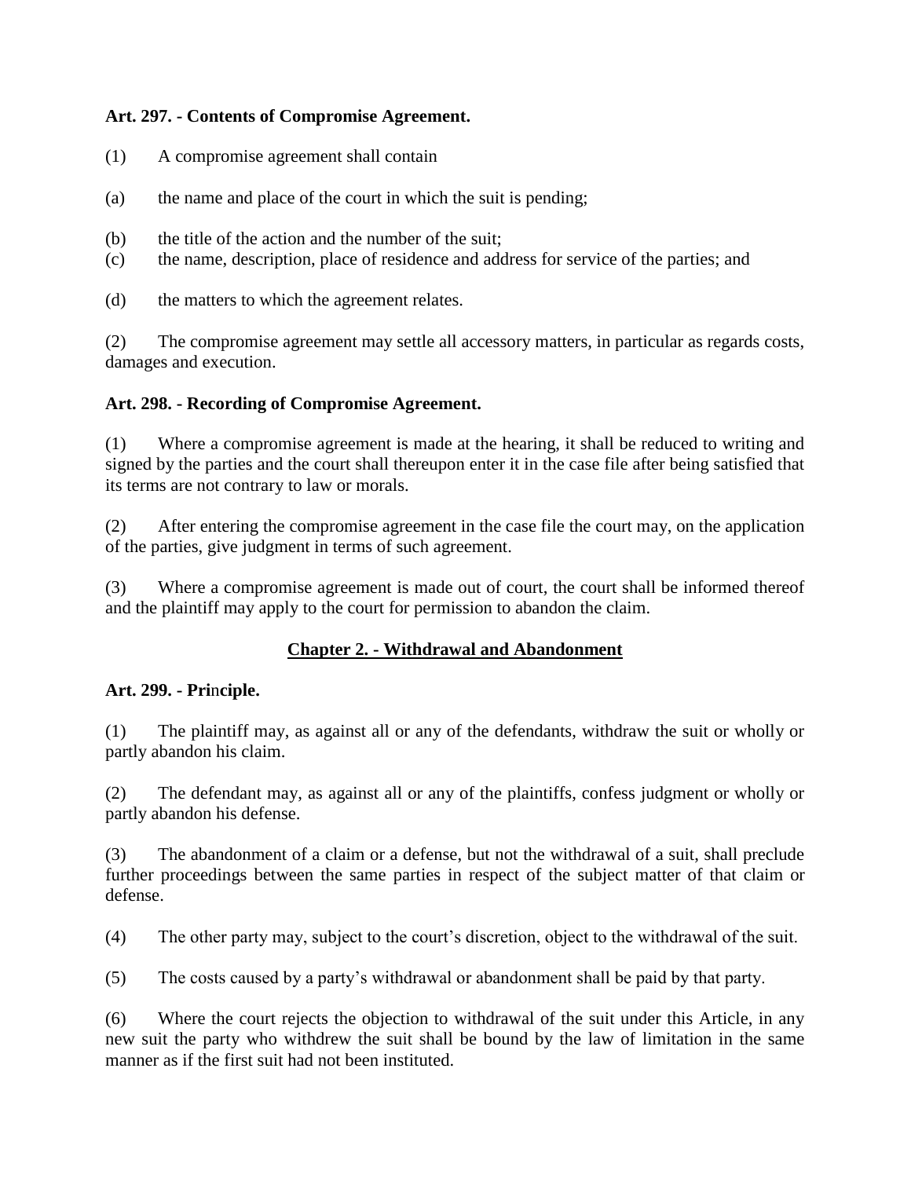**Art. 297. - Contents of Compromise Agreement.**

(1) A compromise agreement shall contain

(a) the name and place of the court in which the suit is pending;

(b) the title of the action and the number of the suit;

(c) the name, description, place of residence and address for service of the parties; and

(d) the matters to which the agreement relates.

(2) The compromise agreement may settle all accessory matters, in particular as regards costs, damages and execution.

**Art. 298. - Recording of Compromise Agreement.**

(1) Where a compromise agreement is made at the hearing, it shall be reduced to writing and signed by the parties and the court shall thereupon enter it in the case file after being satisfied that its terms are not contrary to law or morals.

(2) After entering the compromise agreement in the case file the court may, on the application of the parties, give judgment in terms of such agreement.

(3) Where a compromise agreement is made out of court, the court shall be informed thereof and the plaintiff may apply to the court for permission to abandon the claim.

## Chapter 2. - Withdrawal and Abandonment

**Art. 299. - Principle.**

(1) The plaintiff may, as against all or any of the defendants, withdraw the suit or wholly or partly abandon his claim.

(2) The defendant may, as against all or any of the plaintiffs, confess judgment or wholly or partly abandon his defense.

(3) The abandonment of a claim or a defense, but not the withdrawal of a suit, shall preclude further proceedings between the same parties in respect of the subject matter of that claim or defense.

(4) The other party may, subject to the court's discretion, object to the withdrawal of the suit.

(5) The costs caused by a party's withdrawal or abandonment shall be paid by that party.

(6) Where the court rejects the objection to withdrawal of the suit under this Article, in any new suit the party who withdrew the suit shall be bound by the law of limitation in the same manner as if the first suit had not been instituted.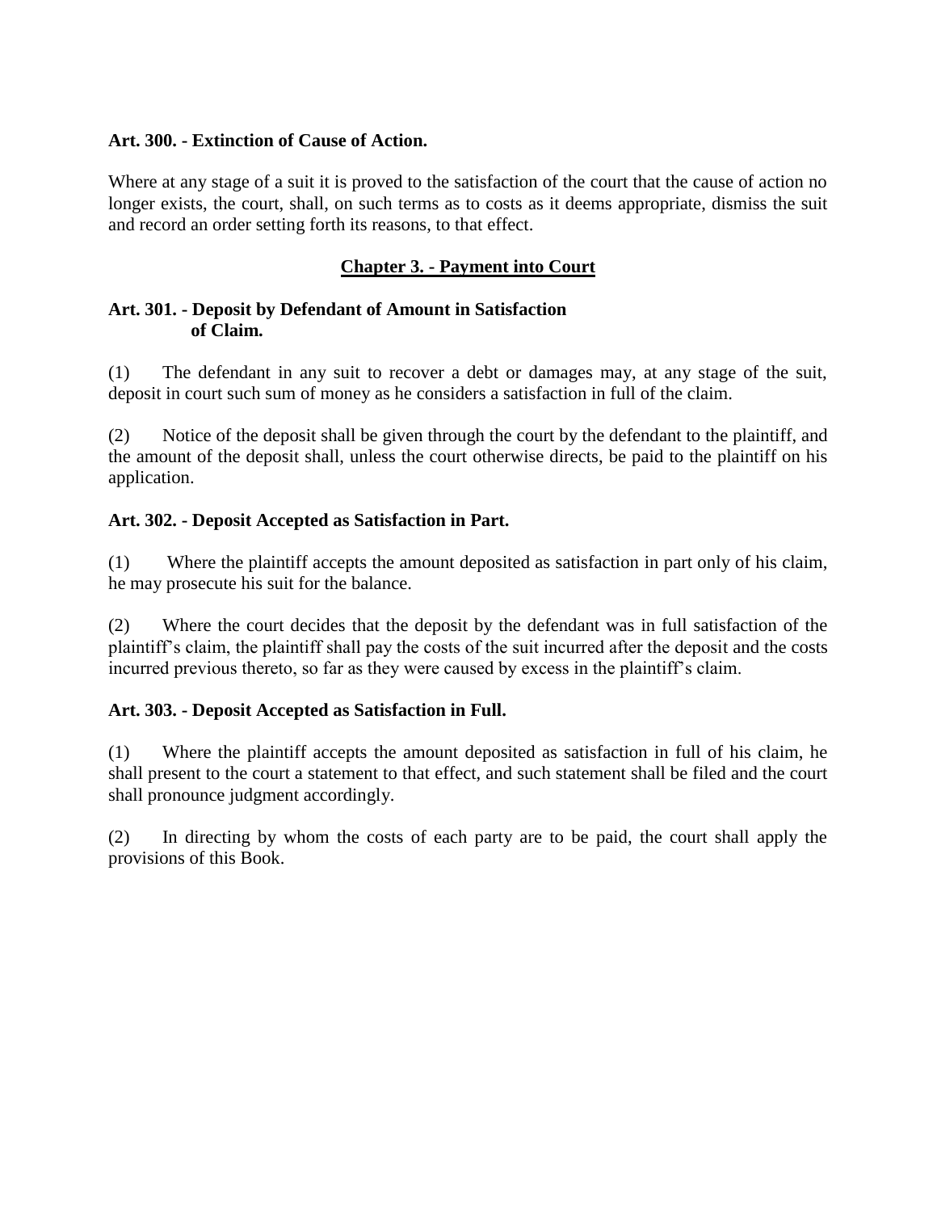**Art. 300. - Extinction of Cause of Action.**

Where at any stage of a suit it is proved to the satisfaction of the court that the cause of action no longer exists, the court, shall, on such terms as to costs as it deems appropriate, dismiss the suit and record an order setting forth its reasons, to that effect.

## Chapter 3. - Payment into Court

**Art. 301. - Deposit by Defendant of Amount in Satisfaction of Claim.**

(1) The defendant in any suit to recover a debt or damages may, at any stage of the suit, deposit in court such sum of money as he considers a satisfaction in full of the claim.

(2) Notice of the deposit shall be given through the court by the defendant to the plaintiff, and the amount of the deposit shall, unless the court otherwise directs, be paid to the plaintiff on his application.

**Art. 302. - Deposit Accepted as Satisfaction in Part.**

(1) Where the plaintiff accepts the amount deposited as satisfaction in part only of his claim, he may prosecute his suit for the balance.

(2) Where the court decides that the deposit by the defendant was in full satisfaction of the plaintiff's claim, the plaintiff shall pay the costs of the suit incurred after the deposit and the costs incurred previous thereto, so far as they were caused by excess in the plaintiff's claim.

**Art. 303. - Deposit Accepted as Satisfaction in Full.**

(1) Where the plaintiff accepts the amount deposited as satisfaction in full of his claim, he shall present to the court a statement to that effect, and such statement shall be filed and the court shall pronounce judgment accordingly.

(2) In directing by whom the costs of each party are to be paid, the court shall apply the provisions of this Book.